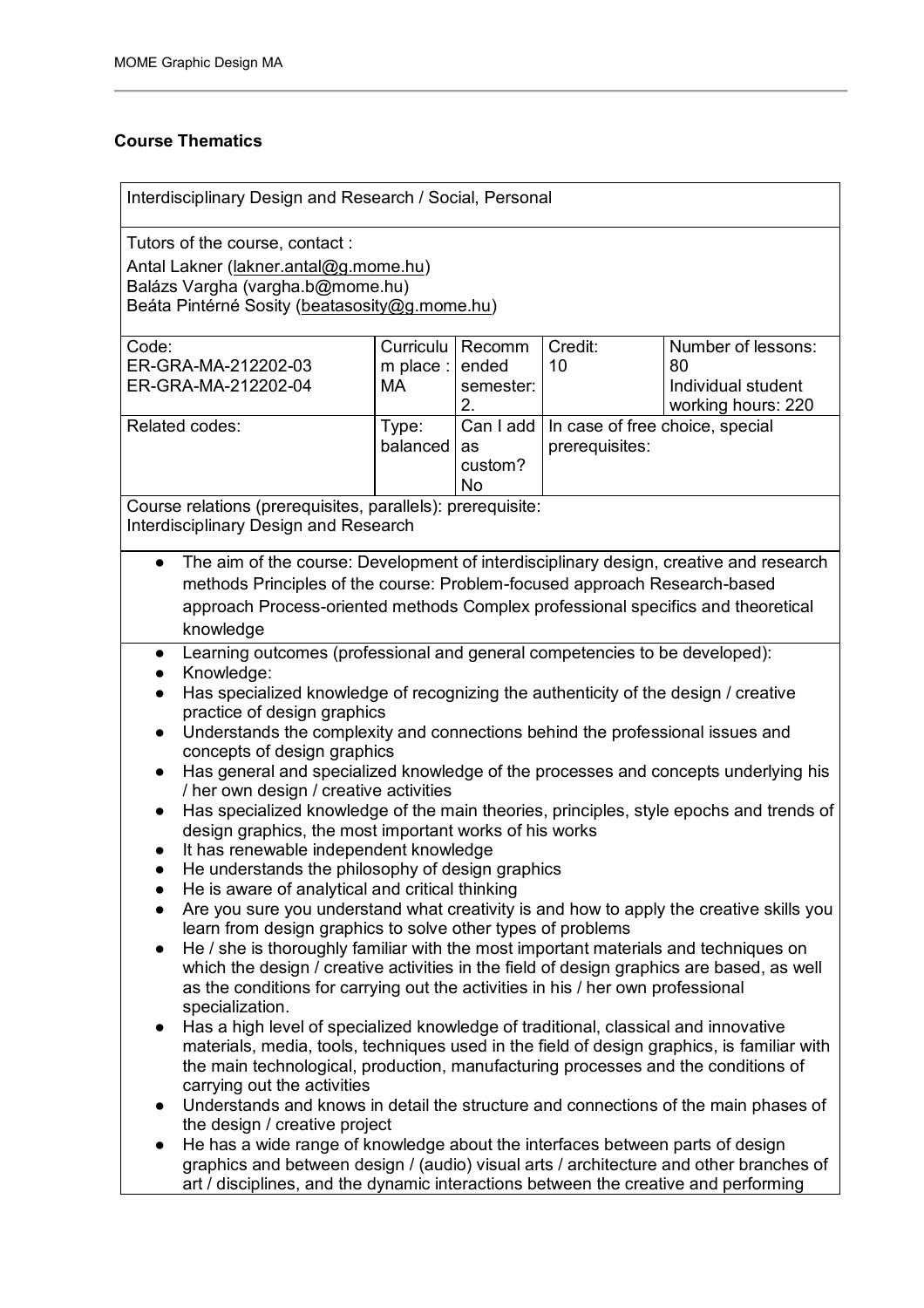## Course Thematics

Interdisciplinary Design and Research / Social, Personal

Tutors of the course, contact :
Antal Lakner (lakner.antal@g.mome.hu)
Balázs Vargha (vargha.b@mome.hu)
Beáta Pintérné Sosity (beatasosity@g.mome.hu)

| Code: ER-GRA-MA-212202-03 ER-GRA-MA-212202-04 | Curriculum place : MA | Recommended semester: 2. | Credit: 10 | Number of lessons: 80 Individual student working hours: 220 |
|---|---|---|---|---|
| Related codes: | Type: balanced | Can I add as custom? No | In case of free choice, special prerequisites: | |

Course relations (prerequisites, parallels): prerequisite:
Interdisciplinary Design and Research

- The aim of the course: Development of interdisciplinary design, creative and research methods Principles of the course: Problem-focused approach Research-based approach Process-oriented methods Complex professional specifics and theoretical knowledge

- Learning outcomes (professional and general competencies to be developed):
- Knowledge:
- Has specialized knowledge of recognizing the authenticity of the design / creative practice of design graphics
- Understands the complexity and connections behind the professional issues and concepts of design graphics
- Has general and specialized knowledge of the processes and concepts underlying his / her own design / creative activities
- Has specialized knowledge of the main theories, principles, style epochs and trends of design graphics, the most important works of his works
- It has renewable independent knowledge
- He understands the philosophy of design graphics
- He is aware of analytical and critical thinking
- Are you sure you understand what creativity is and how to apply the creative skills you learn from design graphics to solve other types of problems
- He / she is thoroughly familiar with the most important materials and techniques on which the design / creative activities in the field of design graphics are based, as well as the conditions for carrying out the activities in his / her own professional specialization.
- Has a high level of specialized knowledge of traditional, classical and innovative materials, media, tools, techniques used in the field of design graphics, is familiar with the main technological, production, manufacturing processes and the conditions of carrying out the activities
- Understands and knows in detail the structure and connections of the main phases of the design / creative project
- He has a wide range of knowledge about the interfaces between parts of design graphics and between design / (audio) visual arts / architecture and other branches of art / disciplines, and the dynamic interactions between the creative and performing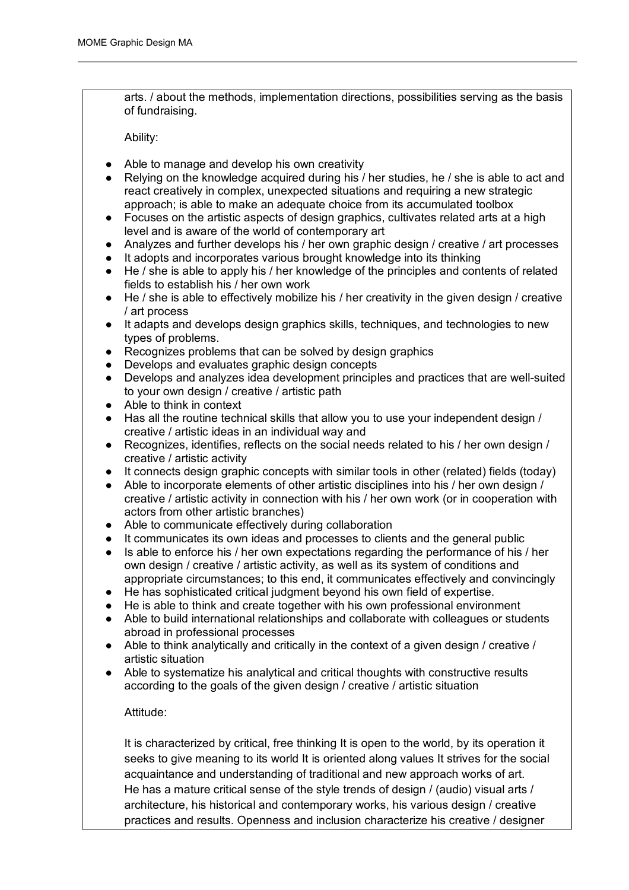arts. / about the methods, implementation directions, possibilities serving as the basis of fundraising.

Ability:

- Able to manage and develop his own creativity
- Relying on the knowledge acquired during his / her studies, he / she is able to act and react creatively in complex, unexpected situations and requiring a new strategic approach; is able to make an adequate choice from its accumulated toolbox
- Focuses on the artistic aspects of design graphics, cultivates related arts at a high level and is aware of the world of contemporary art
- Analyzes and further develops his / her own graphic design / creative / art processes
- It adopts and incorporates various brought knowledge into its thinking
- He / she is able to apply his / her knowledge of the principles and contents of related fields to establish his / her own work
- He / she is able to effectively mobilize his / her creativity in the given design / creative / art process
- It adapts and develops design graphics skills, techniques, and technologies to new types of problems.
- Recognizes problems that can be solved by design graphics
- Develops and evaluates graphic design concepts
- Develops and analyzes idea development principles and practices that are well-suited to your own design / creative / artistic path
- Able to think in context
- Has all the routine technical skills that allow you to use your independent design / creative / artistic ideas in an individual way and
- Recognizes, identifies, reflects on the social needs related to his / her own design / creative / artistic activity
- It connects design graphic concepts with similar tools in other (related) fields (today)
- Able to incorporate elements of other artistic disciplines into his / her own design / creative / artistic activity in connection with his / her own work (or in cooperation with actors from other artistic branches)
- Able to communicate effectively during collaboration
- It communicates its own ideas and processes to clients and the general public
- Is able to enforce his / her own expectations regarding the performance of his / her own design / creative / artistic activity, as well as its system of conditions and appropriate circumstances; to this end, it communicates effectively and convincingly
- He has sophisticated critical judgment beyond his own field of expertise.
- He is able to think and create together with his own professional environment
- Able to build international relationships and collaborate with colleagues or students abroad in professional processes
- Able to think analytically and critically in the context of a given design / creative / artistic situation
- Able to systematize his analytical and critical thoughts with constructive results according to the goals of the given design / creative / artistic situation

Attitude:

It is characterized by critical, free thinking It is open to the world, by its operation it seeks to give meaning to its world It is oriented along values It strives for the social acquaintance and understanding of traditional and new approach works of art.
He has a mature critical sense of the style trends of design / (audio) visual arts / architecture, his historical and contemporary works, his various design / creative practices and results. Openness and inclusion characterize his creative / designer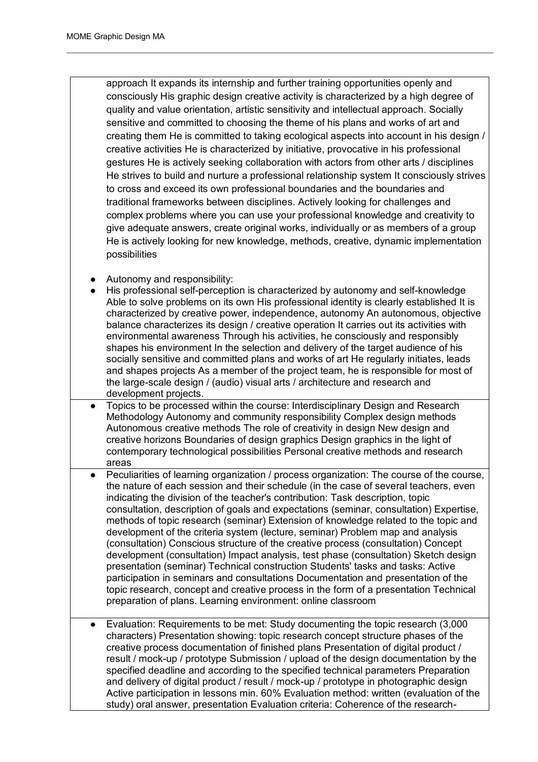approach It expands its internship and further training opportunities openly and consciously His graphic design creative activity is characterized by a high degree of quality and value orientation, artistic sensitivity and intellectual approach. Socially sensitive and committed to choosing the theme of his plans and works of art and creating them He is committed to taking ecological aspects into account in his design / creative activities He is characterized by initiative, provocative in his professional gestures He is actively seeking collaboration with actors from other arts / disciplines He strives to build and nurture a professional relationship system It consciously strives to cross and exceed its own professional boundaries and the boundaries and traditional frameworks between disciplines. Actively looking for challenges and complex problems where you can use your professional knowledge and creativity to give adequate answers, create original works, individually or as members of a group He is actively looking for new knowledge, methods, creative, dynamic implementation possibilities

- Autonomy and responsibility:
- His professional self-perception is characterized by autonomy and self-knowledge Able to solve problems on its own His professional identity is clearly established It is characterized by creative power, independence, autonomy An autonomous, objective balance characterizes its design / creative operation It carries out its activities with environmental awareness Through his activities, he consciously and responsibly shapes his environment In the selection and delivery of the target audience of his socially sensitive and committed plans and works of art He regularly initiates, leads and shapes projects As a member of the project team, he is responsible for most of the large-scale design / (audio) visual arts / architecture and research and development projects.

- Topics to be processed within the course: Interdisciplinary Design and Research Methodology Autonomy and community responsibility Complex design methods Autonomous creative methods The role of creativity in design New design and creative horizons Boundaries of design graphics Design graphics in the light of contemporary technological possibilities Personal creative methods and research areas

- Peculiarities of learning organization / process organization: The course of the course, the nature of each session and their schedule (in the case of several teachers, even indicating the division of the teacher's contribution: Task description, topic consultation, description of goals and expectations (seminar, consultation) Expertise, methods of topic research (seminar) Extension of knowledge related to the topic and development of the criteria system (lecture, seminar) Problem map and analysis (consultation) Conscious structure of the creative process (consultation) Concept development (consultation) Impact analysis, test phase (consultation) Sketch design presentation (seminar) Technical construction Students' tasks and tasks: Active participation in seminars and consultations Documentation and presentation of the topic research, concept and creative process in the form of a presentation Technical preparation of plans. Learning environment: online classroom

- Evaluation: Requirements to be met: Study documenting the topic research (3,000 characters) Presentation showing: topic research concept structure phases of the creative process documentation of finished plans Presentation of digital product / result / mock-up / prototype Submission / upload of the design documentation by the specified deadline and according to the specified technical parameters Preparation and delivery of digital product / result / mock-up / prototype in photographic design Active participation in lessons min. 60% Evaluation method: written (evaluation of the study) oral answer, presentation Evaluation criteria: Coherence of the research-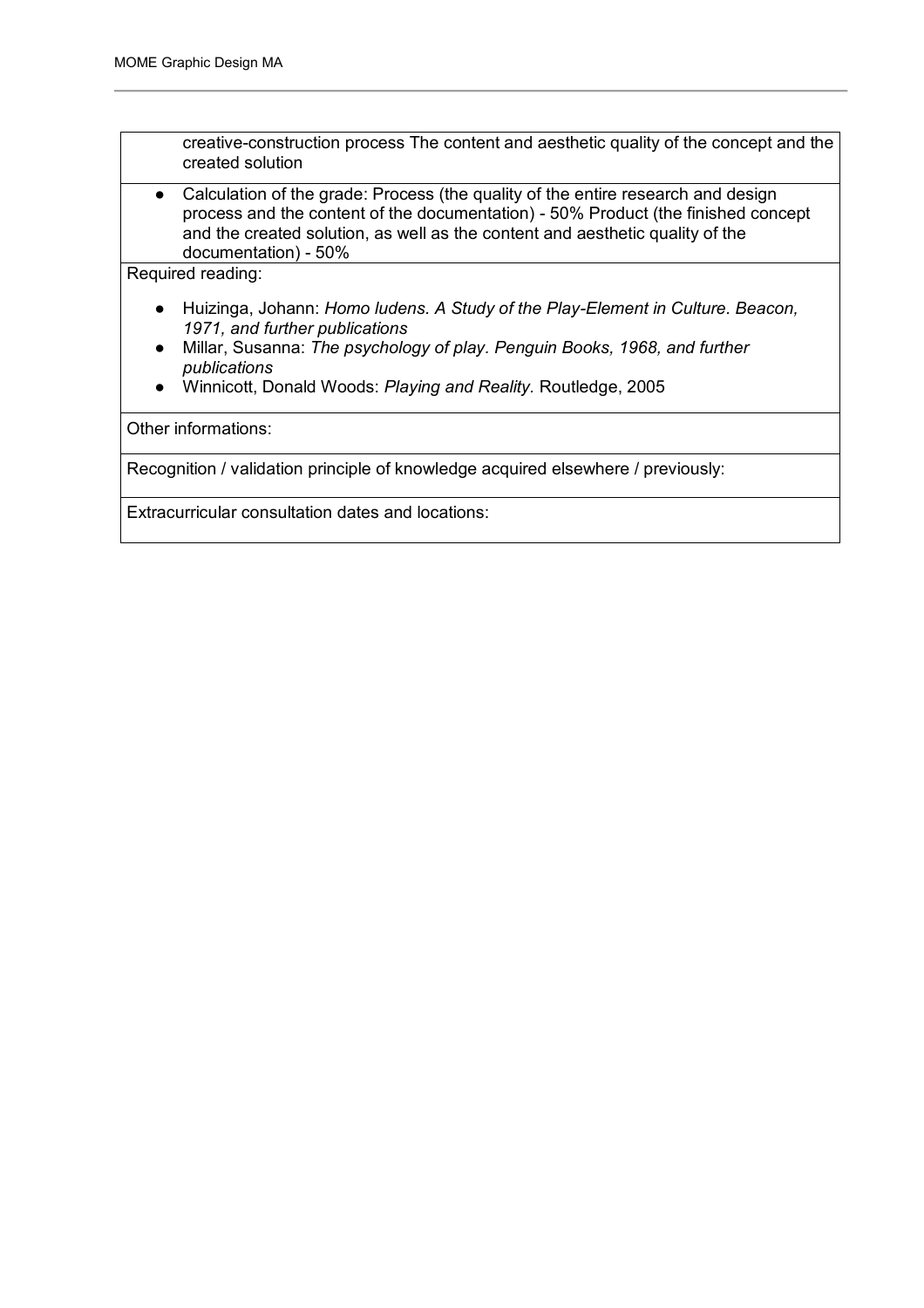creative-construction process The content and aesthetic quality of the concept and the created solution

- Calculation of the grade: Process (the quality of the entire research and design process and the content of the documentation) - 50% Product (the finished concept and the created solution, as well as the content and aesthetic quality of the documentation) - 50%

Required reading:

- Huizinga, Johann: *Homo ludens. A Study of the Play-Element in Culture. Beacon, 1971, and further publications*
- Millar, Susanna: *The psychology of play. Penguin Books, 1968, and further publications*
- Winnicott, Donald Woods: *Playing and Reality.* Routledge, 2005

Other informations:

Recognition / validation principle of knowledge acquired elsewhere / previously:

Extracurricular consultation dates and locations: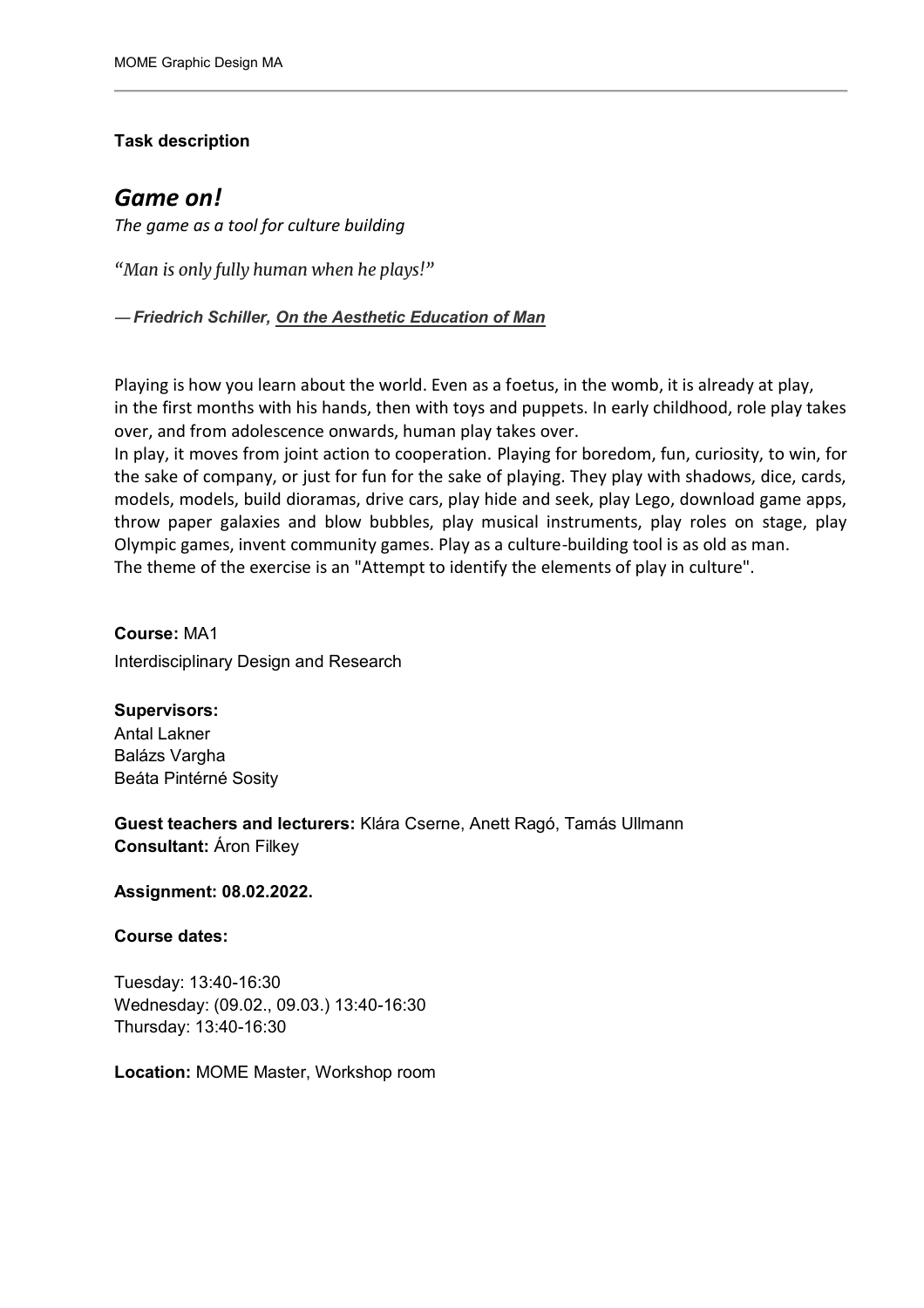**Task description**

# *Game on!*

*The game as a tool for culture building*

*"Man is only fully human when he plays!"*

***— Friedrich Schiller, On the Aesthetic Education of Man***

Playing is how you learn about the world. Even as a foetus, in the womb, it is already at play, in the first months with his hands, then with toys and puppets. In early childhood, role play takes over, and from adolescence onwards, human play takes over.
In play, it moves from joint action to cooperation. Playing for boredom, fun, curiosity, to win, for the sake of company, or just for fun for the sake of playing. They play with shadows, dice, cards, models, models, build dioramas, drive cars, play hide and seek, play Lego, download game apps, throw paper galaxies and blow bubbles, play musical instruments, play roles on stage, play Olympic games, invent community games. Play as a culture-building tool is as old as man.
The theme of the exercise is an "Attempt to identify the elements of play in culture".

**Course:** MA1
Interdisciplinary Design and Research

**Supervisors:**
Antal Lakner
Balázs Vargha
Beáta Pintérné Sosity

**Guest teachers and lecturers:** Klára Cserne, Anett Ragó, Tamás Ullmann
**Consultant:** Áron Filkey

**Assignment: 08.02.2022.**

**Course dates:**

Tuesday: 13:40-16:30
Wednesday: (09.02., 09.03.) 13:40-16:30
Thursday: 13:40-16:30

**Location:** MOME Master, Workshop room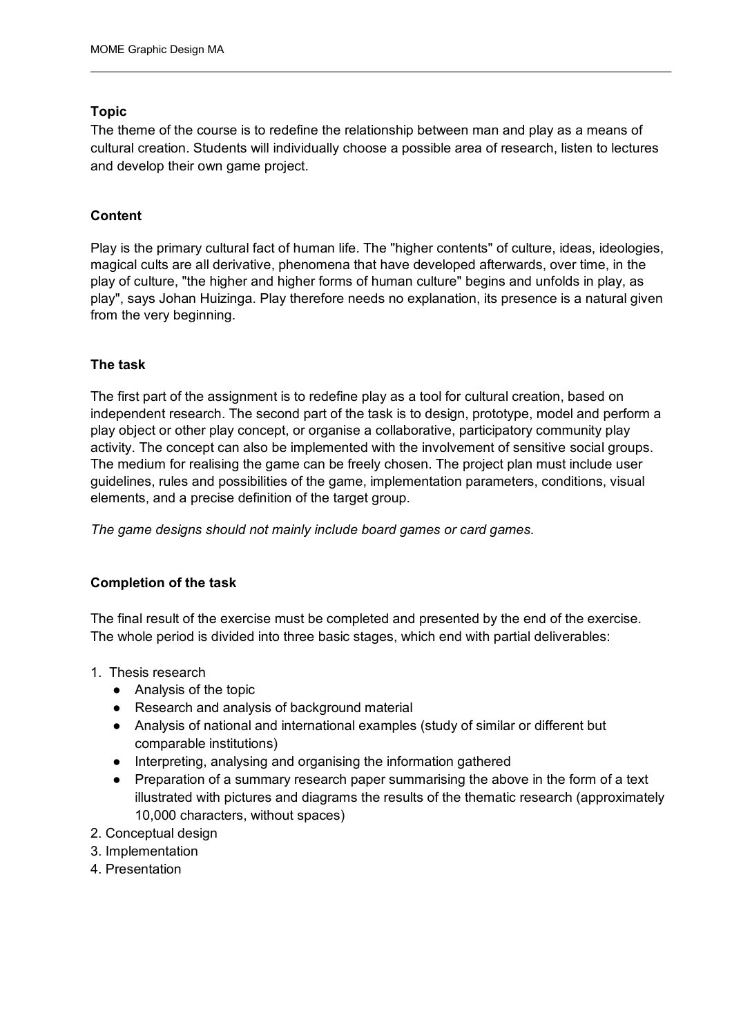**Topic**

The theme of the course is to redefine the relationship between man and play as a means of cultural creation. Students will individually choose a possible area of research, listen to lectures and develop their own game project.

**Content**

Play is the primary cultural fact of human life. The "higher contents" of culture, ideas, ideologies, magical cults are all derivative, phenomena that have developed afterwards, over time, in the play of culture, "the higher and higher forms of human culture" begins and unfolds in play, as play", says Johan Huizinga. Play therefore needs no explanation, its presence is a natural given from the very beginning.

**The task**

The first part of the assignment is to redefine play as a tool for cultural creation, based on independent research. The second part of the task is to design, prototype, model and perform a play object or other play concept, or organise a collaborative, participatory community play activity. The concept can also be implemented with the involvement of sensitive social groups. The medium for realising the game can be freely chosen. The project plan must include user guidelines, rules and possibilities of the game, implementation parameters, conditions, visual elements, and a precise definition of the target group.

*The game designs should not mainly include board games or card games.*

**Completion of the task**

The final result of the exercise must be completed and presented by the end of the exercise. The whole period is divided into three basic stages, which end with partial deliverables:

1. Thesis research
   - Analysis of the topic
   - Research and analysis of background material
   - Analysis of national and international examples (study of similar or different but comparable institutions)
   - Interpreting, analysing and organising the information gathered
   - Preparation of a summary research paper summarising the above in the form of a text illustrated with pictures and diagrams the results of the thematic research (approximately 10,000 characters, without spaces)
2. Conceptual design
3. Implementation
4. Presentation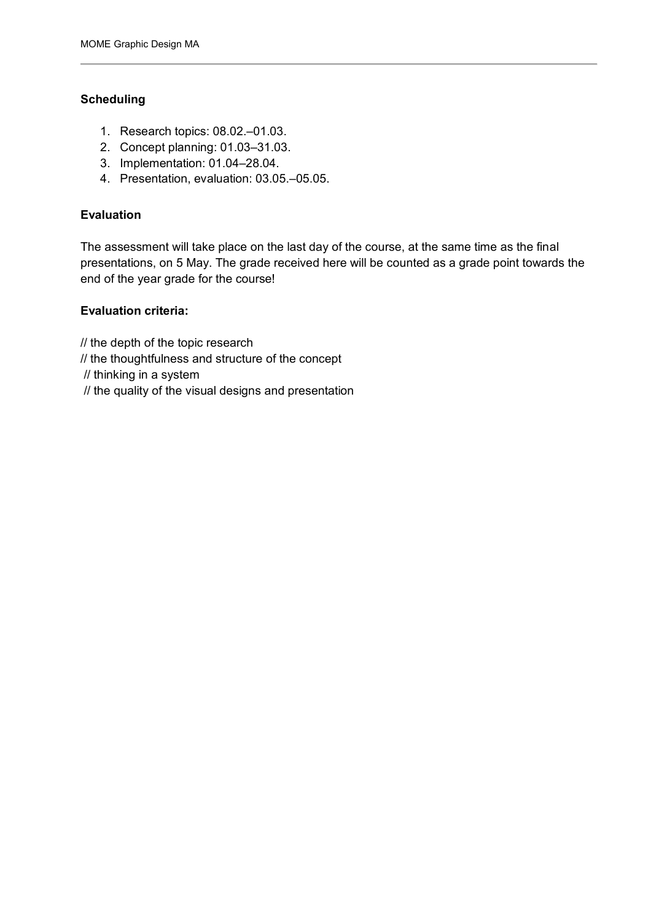**Scheduling**

1. Research topics: 08.02.–01.03.
2. Concept planning: 01.03–31.03.
3. Implementation: 01.04–28.04.
4. Presentation, evaluation: 03.05.–05.05.

**Evaluation**

The assessment will take place on the last day of the course, at the same time as the final presentations, on 5 May. The grade received here will be counted as a grade point towards the end of the year grade for the course!

**Evaluation criteria:**

// the depth of the topic research
// the thoughtfulness and structure of the concept
// thinking in a system
// the quality of the visual designs and presentation